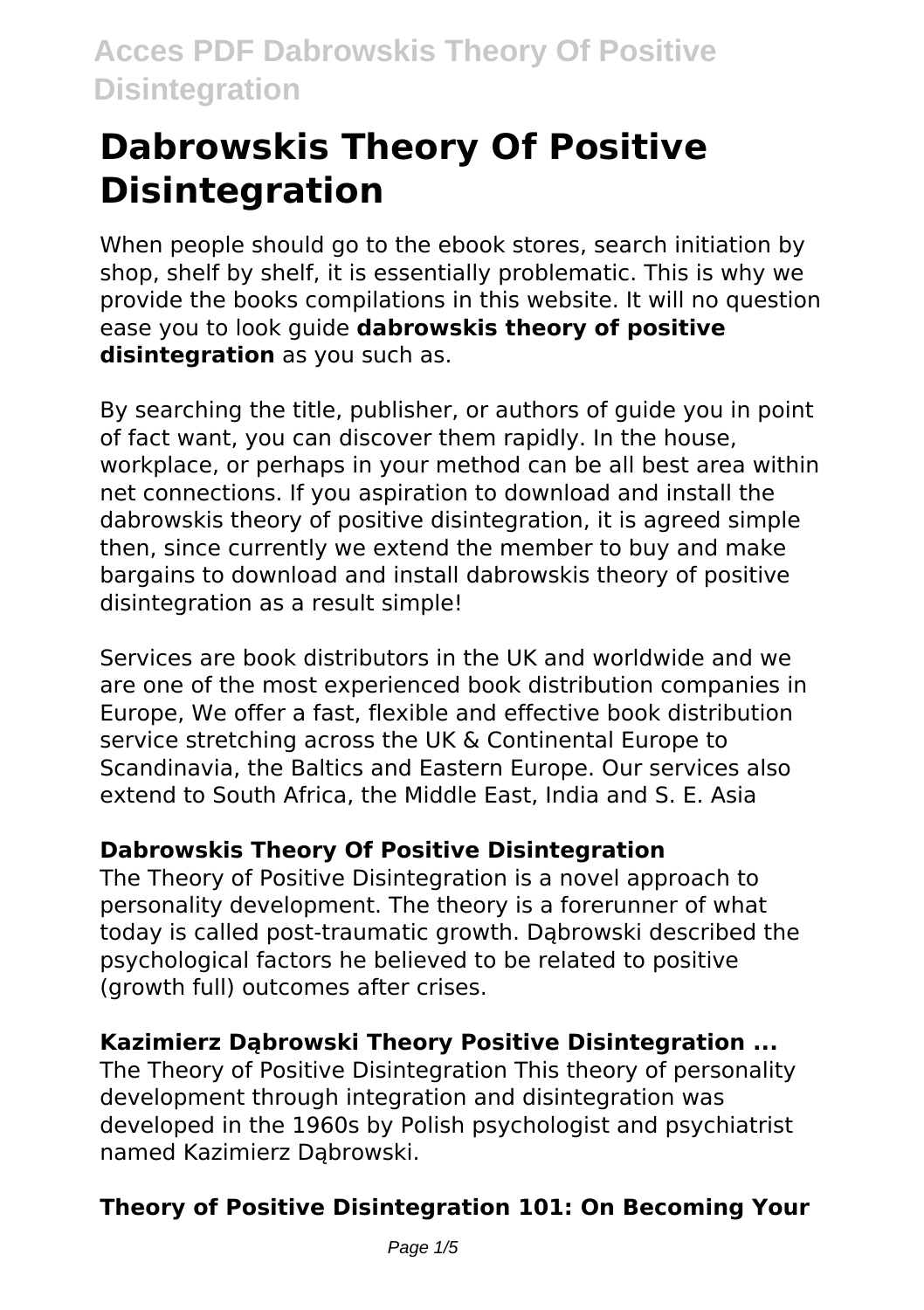# Dabrowskis Theory Of Positive Disintegration

When people should go to the ebook stores, search initiation by shop, shelf by shelf, it is essentially problematic. This is why we provide the books compilations in this website. It will no question ease you to look guide **dabrowskis theory of positive disintegration** as you such as.

By searching the title, publisher, or authors of guide you in point of fact want, you can discover them rapidly. In the house, workplace, or perhaps in your method can be all best area within net connections. If you aspiration to download and install the dabrowskis theory of positive disintegration, it is agreed simple then, since currently we extend the member to buy and make bargains to download and install dabrowskis theory of positive disintegration as a result simple!

Services are book distributors in the UK and worldwide and we are one of the most experienced book distribution companies in Europe, We offer a fast, flexible and effective book distribution service stretching across the UK & Continental Europe to Scandinavia, the Baltics and Eastern Europe. Our services also extend to South Africa, the Middle East, India and S. E. Asia

### Dabrowskis Theory Of Positive Disintegration

The Theory of Positive Disintegration is a novel approach to personality development. The theory is a forerunner of what today is called post-traumatic growth. Dąbrowski described the psychological factors he believed to be related to positive (growth full) outcomes after crises.

### Kazimierz Dąbrowski Theory Positive Disintegration ...

The Theory of Positive Disintegration This theory of personality development through integration and disintegration was developed in the 1960s by Polish psychologist and psychiatrist named Kazimierz Dąbrowski.

### Theory of Positive Disintegration 101: On Becoming Your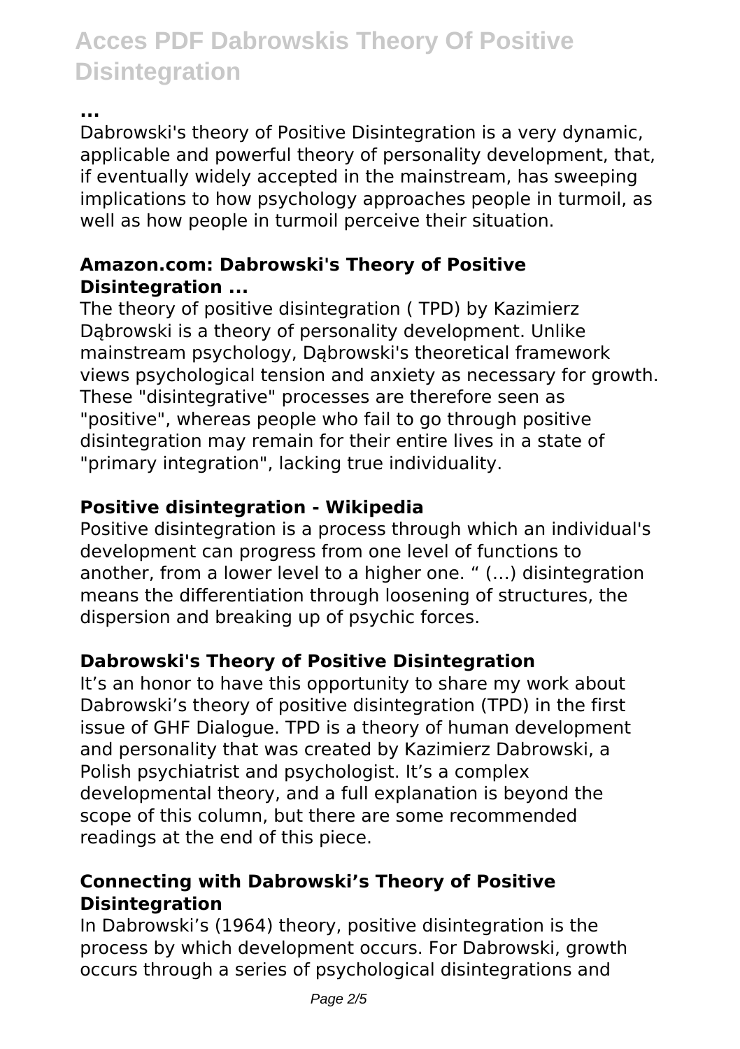**...**

Dabrowski's theory of Positive Disintegration is a very dynamic, applicable and powerful theory of personality development, that, if eventually widely accepted in the mainstream, has sweeping implications to how psychology approaches people in turmoil, as well as how people in turmoil perceive their situation.

### Amazon.com: Dabrowski's Theory of Positive Disintegration ...

The theory of positive disintegration ( TPD) by Kazimierz Dąbrowski is a theory of personality development. Unlike mainstream psychology, Dąbrowski's theoretical framework views psychological tension and anxiety as necessary for growth. These "disintegrative" processes are therefore seen as "positive", whereas people who fail to go through positive disintegration may remain for their entire lives in a state of "primary integration", lacking true individuality.

### Positive disintegration - Wikipedia

Positive disintegration is a process through which an individual's development can progress from one level of functions to another, from a lower level to a higher one. " (…) disintegration means the differentiation through loosening of structures, the dispersion and breaking up of psychic forces.

### Dabrowski's Theory of Positive Disintegration

It's an honor to have this opportunity to share my work about Dabrowski's theory of positive disintegration (TPD) in the first issue of GHF Dialogue. TPD is a theory of human development and personality that was created by Kazimierz Dabrowski, a Polish psychiatrist and psychologist. It's a complex developmental theory, and a full explanation is beyond the scope of this column, but there are some recommended readings at the end of this piece.

### Connecting with Dabrowski's Theory of Positive Disintegration

In Dabrowski's (1964) theory, positive disintegration is the process by which development occurs. For Dabrowski, growth occurs through a series of psychological disintegrations and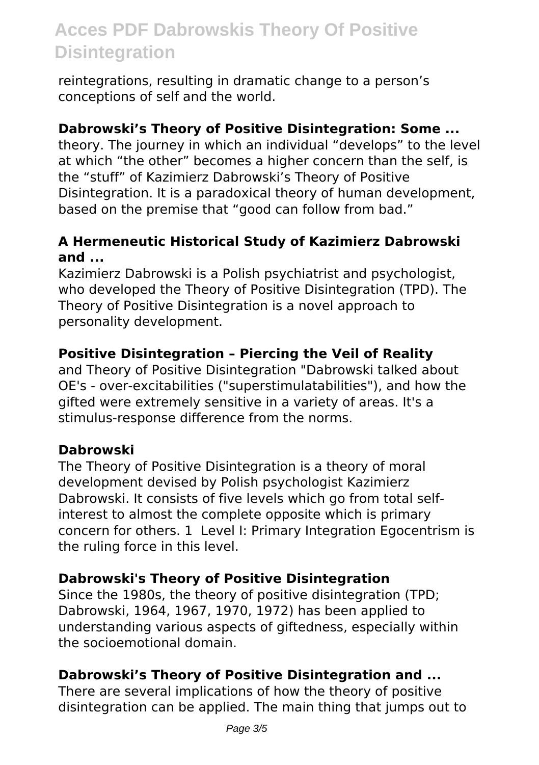reintegrations, resulting in dramatic change to a person's conceptions of self and the world.

### Dabrowski's Theory of Positive Disintegration: Some ...

theory. The journey in which an individual "develops" to the level at which "the other" becomes a higher concern than the self, is the "stuff" of Kazimierz Dabrowski's Theory of Positive Disintegration. It is a paradoxical theory of human development, based on the premise that "good can follow from bad."

### A Hermeneutic Historical Study of Kazimierz Dabrowski and ...

Kazimierz Dabrowski is a Polish psychiatrist and psychologist, who developed the Theory of Positive Disintegration (TPD). The Theory of Positive Disintegration is a novel approach to personality development.

### Positive Disintegration – Piercing the Veil of Reality

and Theory of Positive Disintegration "Dabrowski talked about OE's - over-excitabilities ("superstimulatabilities"), and how the gifted were extremely sensitive in a variety of areas. It's a stimulus-response difference from the norms.

### Dabrowski

The Theory of Positive Disintegration is a theory of moral development devised by Polish psychologist Kazimierz Dabrowski. It consists of five levels which go from total self-interest to almost the complete opposite which is primary concern for others. 1  Level I: Primary Integration Egocentrism is the ruling force in this level.

### Dabrowski's Theory of Positive Disintegration

Since the 1980s, the theory of positive disintegration (TPD; Dabrowski, 1964, 1967, 1970, 1972) has been applied to understanding various aspects of giftedness, especially within the socioemotional domain.

### Dabrowski's Theory of Positive Disintegration and ...

There are several implications of how the theory of positive disintegration can be applied. The main thing that jumps out to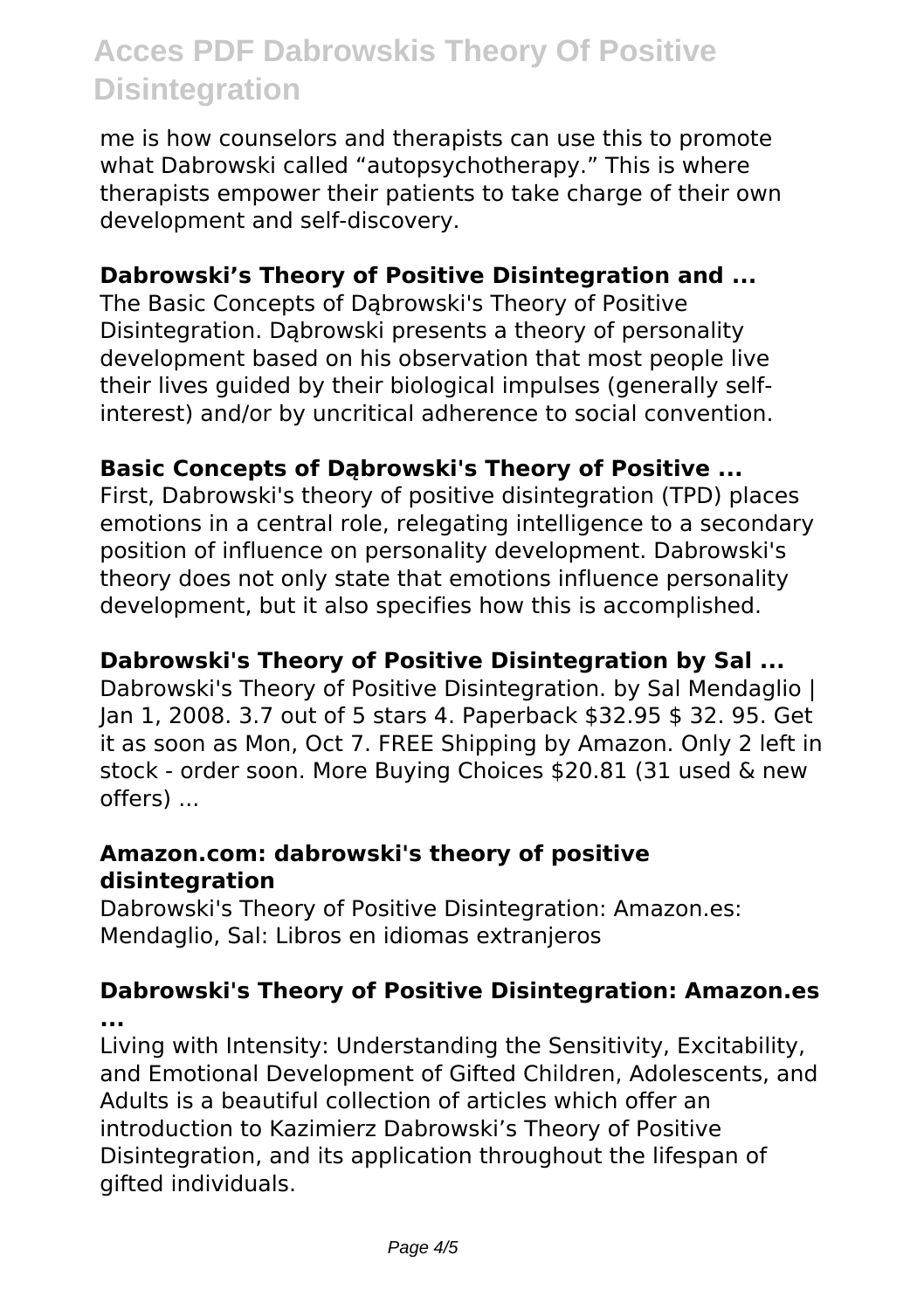me is how counselors and therapists can use this to promote what Dabrowski called "autopsychotherapy." This is where therapists empower their patients to take charge of their own development and self-discovery.

### Dabrowski's Theory of Positive Disintegration and ...

The Basic Concepts of Dąbrowski's Theory of Positive Disintegration. Dąbrowski presents a theory of personality development based on his observation that most people live their lives guided by their biological impulses (generally self-interest) and/or by uncritical adherence to social convention.

### Basic Concepts of Dąbrowski's Theory of Positive ...

First, Dabrowski's theory of positive disintegration (TPD) places emotions in a central role, relegating intelligence to a secondary position of influence on personality development. Dabrowski's theory does not only state that emotions influence personality development, but it also specifies how this is accomplished.

### Dabrowski's Theory of Positive Disintegration by Sal ...

Dabrowski's Theory of Positive Disintegration. by Sal Mendaglio | Jan 1, 2008. 3.7 out of 5 stars 4. Paperback $32.95 $ 32. 95. Get it as soon as Mon, Oct 7. FREE Shipping by Amazon. Only 2 left in stock - order soon. More Buying Choices $20.81 (31 used & new offers) ...

### Amazon.com: dabrowski's theory of positive disintegration

Dabrowski's Theory of Positive Disintegration: Amazon.es: Mendaglio, Sal: Libros en idiomas extranjeros

### Dabrowski's Theory of Positive Disintegration: Amazon.es ...

Living with Intensity: Understanding the Sensitivity, Excitability, and Emotional Development of Gifted Children, Adolescents, and Adults is a beautiful collection of articles which offer an introduction to Kazimierz Dabrowski's Theory of Positive Disintegration, and its application throughout the lifespan of gifted individuals.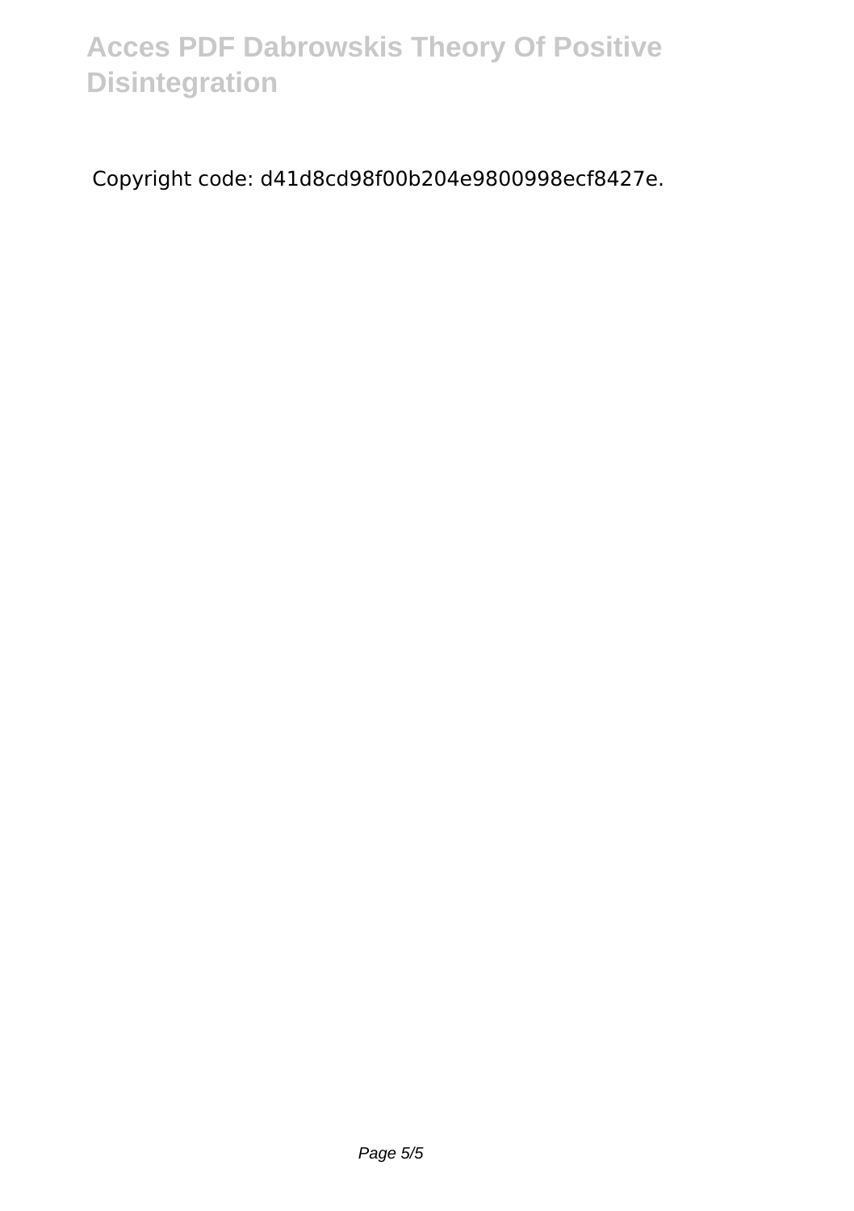Copyright code: d41d8cd98f00b204e9800998ecf8427e.